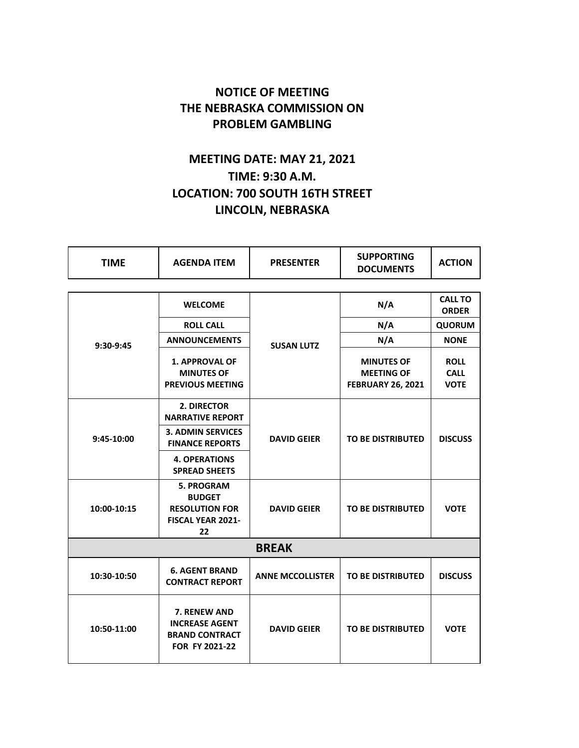# NOTICE OF MEETING
# THE NEBRASKA COMMISSION ON PROBLEM GAMBLING

## MEETING DATE: MAY 21, 2021
## TIME: 9:30 A.M.
## LOCATION: 700 SOUTH 16TH STREET
## LINCOLN, NEBRASKA

| TIME | AGENDA ITEM | PRESENTER | SUPPORTING DOCUMENTS | ACTION |
|---|---|---|---|---|
| 9:30-9:45 | WELCOME | SUSAN LUTZ | N/A | CALL TO ORDER |
| | ROLL CALL | | N/A | QUORUM |
| | ANNOUNCEMENTS | | N/A | NONE |
| | 1. APPROVAL OF MINUTES OF PREVIOUS MEETING | | MINUTES OF MEETING OF FEBRUARY 26, 2021 | ROLL CALL VOTE |
| 9:45-10:00 | 2. DIRECTOR NARRATIVE REPORT | DAVID GEIER | TO BE DISTRIBUTED | DISCUSS |
| | 3. ADMIN SERVICES FINANCE REPORTS | | | |
| | 4. OPERATIONS SPREAD SHEETS | | | |
| 10:00-10:15 | 5. PROGRAM BUDGET RESOLUTION FOR FISCAL YEAR 2021-22 | DAVID GEIER | TO BE DISTRIBUTED | VOTE |
| **BREAK** | | | | |
| 10:30-10:50 | 6. AGENT BRAND CONTRACT REPORT | ANNE MCCOLLISTER | TO BE DISTRIBUTED | DISCUSS |
| 10:50-11:00 | 7. RENEW AND INCREASE AGENT BRAND CONTRACT FOR FY 2021-22 | DAVID GEIER | TO BE DISTRIBUTED | VOTE |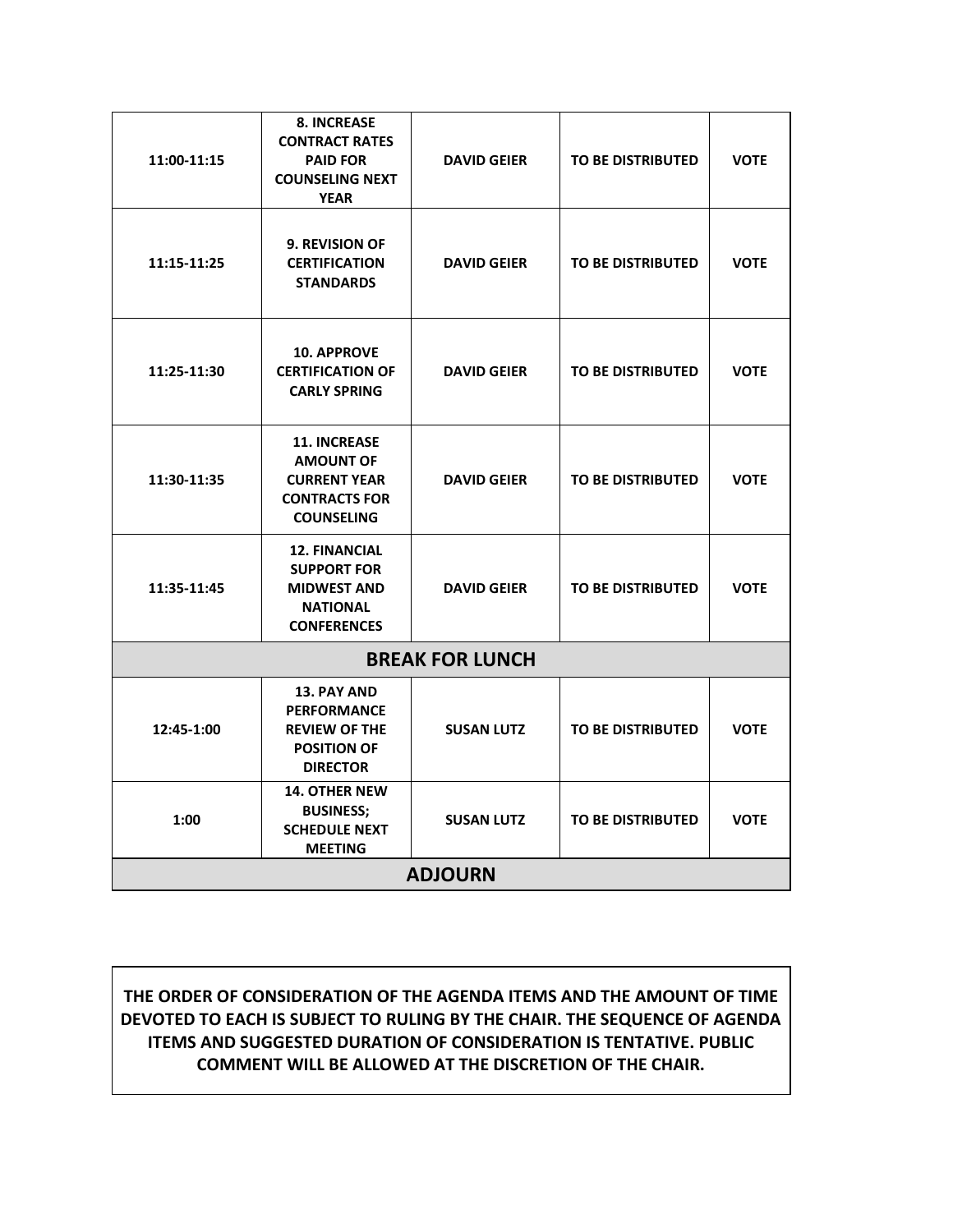| | | | | |
|---|---|---|---|---|
| 11:00-11:15 | **8. INCREASE CONTRACT RATES PAID FOR COUNSELING NEXT YEAR** | **DAVID GEIER** | **TO BE DISTRIBUTED** | **VOTE** |
| 11:15-11:25 | **9. REVISION OF CERTIFICATION STANDARDS** | **DAVID GEIER** | **TO BE DISTRIBUTED** | **VOTE** |
| 11:25-11:30 | **10. APPROVE CERTIFICATION OF CARLY SPRING** | **DAVID GEIER** | **TO BE DISTRIBUTED** | **VOTE** |
| 11:30-11:35 | **11. INCREASE AMOUNT OF CURRENT YEAR CONTRACTS FOR COUNSELING** | **DAVID GEIER** | **TO BE DISTRIBUTED** | **VOTE** |
| 11:35-11:45 | **12. FINANCIAL SUPPORT FOR MIDWEST AND NATIONAL CONFERENCES** | **DAVID GEIER** | **TO BE DISTRIBUTED** | **VOTE** |
| **BREAK FOR LUNCH** | | | | |
| 12:45-1:00 | **13. PAY AND PERFORMANCE REVIEW OF THE POSITION OF DIRECTOR** | **SUSAN LUTZ** | **TO BE DISTRIBUTED** | **VOTE** |
| 1:00 | **14. OTHER NEW BUSINESS; SCHEDULE NEXT MEETING** | **SUSAN LUTZ** | **TO BE DISTRIBUTED** | **VOTE** |
| **ADJOURN** | | | | |

**THE ORDER OF CONSIDERATION OF THE AGENDA ITEMS AND THE AMOUNT OF TIME DEVOTED TO EACH IS SUBJECT TO RULING BY THE CHAIR. THE SEQUENCE OF AGENDA ITEMS AND SUGGESTED DURATION OF CONSIDERATION IS TENTATIVE. PUBLIC COMMENT WILL BE ALLOWED AT THE DISCRETION OF THE CHAIR.**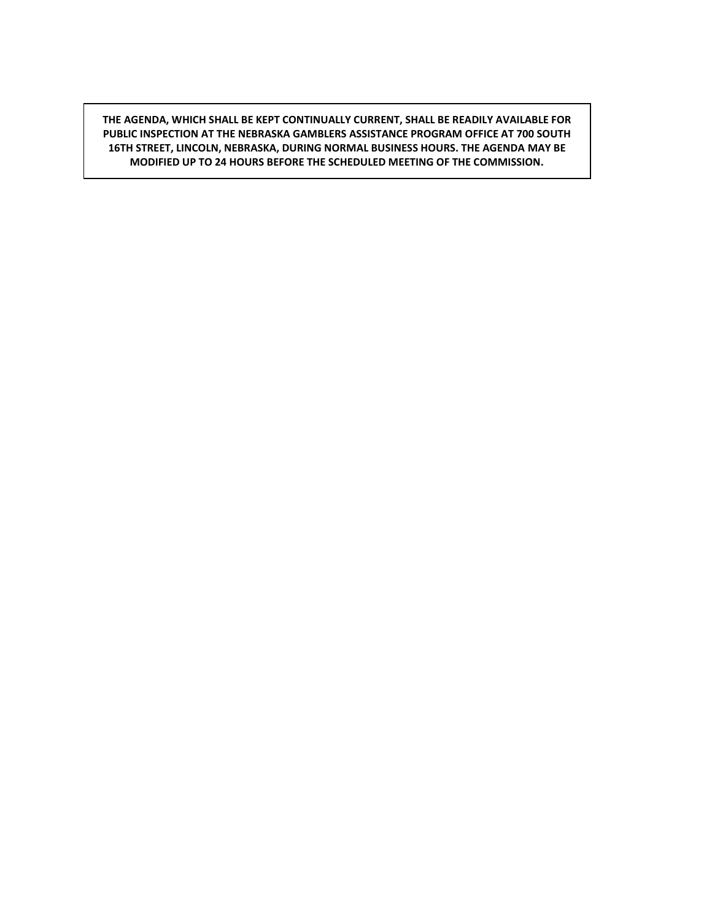**THE AGENDA, WHICH SHALL BE KEPT CONTINUALLY CURRENT, SHALL BE READILY AVAILABLE FOR PUBLIC INSPECTION AT THE NEBRASKA GAMBLERS ASSISTANCE PROGRAM OFFICE AT 700 SOUTH 16TH STREET, LINCOLN, NEBRASKA, DURING NORMAL BUSINESS HOURS. THE AGENDA MAY BE MODIFIED UP TO 24 HOURS BEFORE THE SCHEDULED MEETING OF THE COMMISSION.**